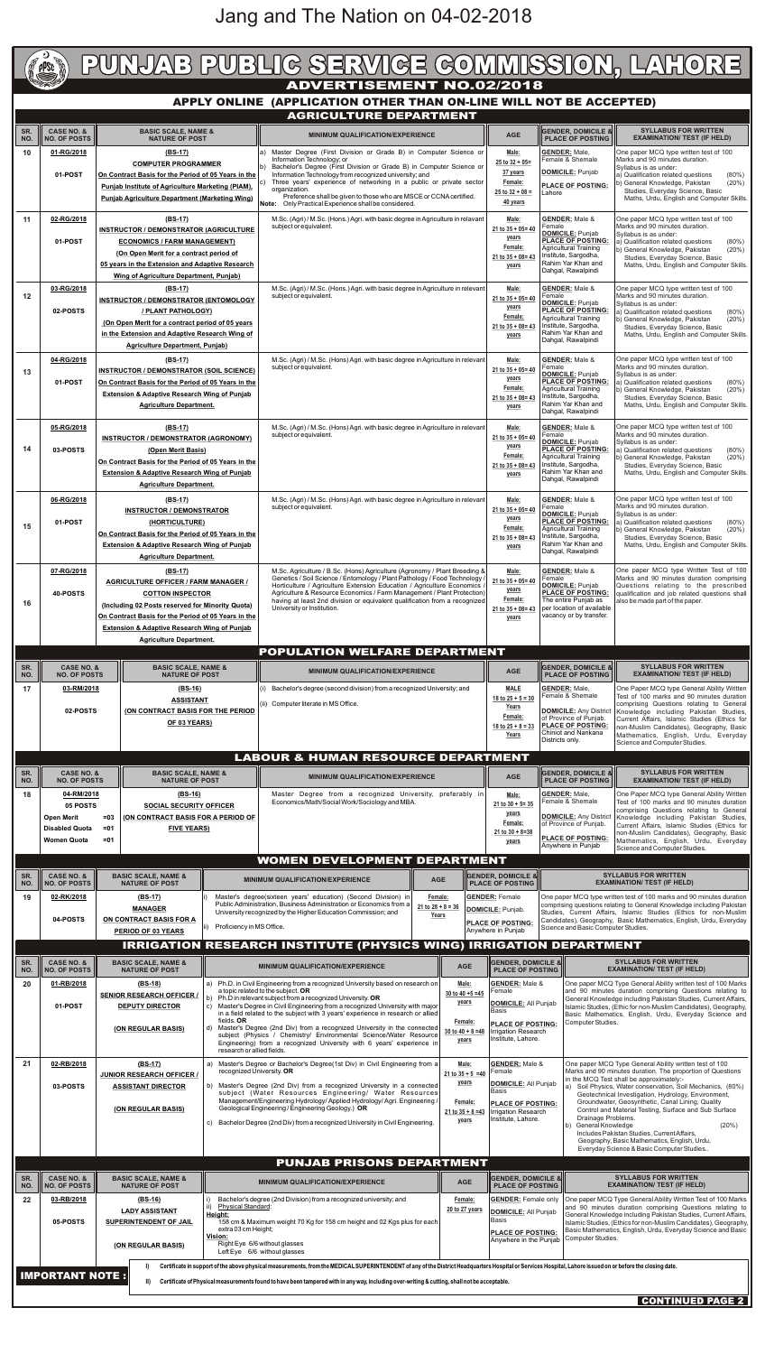Jang and The Nation on 04-02-2018

# PUNJAB PUBLIC SERVICE COMMISSION, LAHORE

## ADVERTISEMENT NO.02/2018

### APPLY ONLINE (APPLICATION OTHER THAN ON-LINE WILL NOT BE ACCEPTED)

### AGRICULTURE DEPARTMENT

| SR. NO. | CASE NO. & NO. OF POSTS | BASIC SCALE, NAME & NATURE OF POST | MINIMUM QUALIFICATION/EXPERIENCE | AGE | GENDER, DOMICILE & PLACE OF POSTING | SYLLABUS FOR WRITTEN EXAMINATION/ TEST (IF HELD) |
|---|---|---|---|---|---|---|
| 10 | 01-RG/2018<br>01-POST | (BS-17)<br>COMPUTER PROGRAMMER<br>On Contract Basis for the Period of 05 Years in the Punjab Institute of Agriculture Marketing (PIAM), Punjab Agriculture Department (Marketing Wing) | a) Master Degree (First Division or Grade B) in Computer Science or Information Technology; or<br>b) Bachelor's Degree (First Division or Grade B) in Computer Science or Information Technology from recognized university; and<br>c) Three years' experience of networking in a public or private sector organization.<br>Preference shall be given to those who are MSCE or CCNA certified.<br>Note: Only Practical Experience shall be considered. | Male: 25 to 32 + 05= 37 years<br>Female: 25 to 32 + 08 = 40 years | GENDER: Male, Female & Shemale<br>DOMICILE: Punjab<br>PLACE OF POSTING: Lahore | One paper MCQ type written test of 100 Marks and 90 minutes duration.<br>Syllabus is as under:<br>a) Qualification related questions (80%)<br>b) General Knowledge, Pakistan (20%) Studies, Everyday Science, Basic Maths, Urdu, English and Computer Skills. |
| 11 | 02-RG/2018<br>01-POST | (BS-17)<br>INSTRUCTOR / DEMONSTRATOR (AGRICULTURE ECONOMICS / FARM MANAGEMENT)<br>(On Open Merit for a contract period of 05 years in the Extension and Adaptive Research Wing of Agriculture Department, Punjab) | M.Sc. (Agri) / M.Sc. (Hons.) Agri. with basic degree in Agriculture in relavant subject or equivalent. | Male: 21 to 35 + 05= 40 years<br>Female: 21 to 35 + 08= 43 years | GENDER: Male & Female<br>DOMICILE: Punjab<br>PLACE OF POSTING: Agricultural Training Institute, Sargodha, Rahim Yar Khan and Dahgal, Rawalpindi | One paper MCQ type written test of 100 Marks and 90 minutes duration.<br>Syllabus is as under:<br>a) Qualification related questions (80%)<br>b) General Knowledge, Pakistan (20%) Studies, Everyday Science, Basic Maths, Urdu, English and Computer Skills. |
| 12 | 03-RG/2018<br>02-POSTS | (BS-17)<br>INSTRUCTOR / DEMONSTRATOR (ENTOMOLOGY / PLANT PATHOLOGY)<br>(On Open Merit for a contract period of 05 years in the Extension and Adaptive Research Wing of Agriculture Department, Punjab) | M.Sc. (Agri) / M.Sc. (Hons.) Agri. with basic degree in Agriculture in relevant subject or equivalent. | Male: 21 to 35 + 05= 40 years<br>Female: 21 to 35 + 08= 43 years | GENDER: Male & Female<br>DOMICILE: Punjab<br>PLACE OF POSTING: Agricultural Training Institute, Sargodha, Rahim Yar Khan and Dahgal, Rawalpindi | One paper MCQ type written test of 100 Marks and 90 minutes duration.<br>Syllabus is as under:<br>a) Qualification related questions (80%)<br>b) General Knowledge, Pakistan (20%) Studies, Everyday Science, Basic Maths, Urdu, English and Computer Skills. |
| 13 | 04-RG/2018<br>01-POST | (BS-17)<br>INSTRUCTOR / DEMONSTRATOR (SOIL SCIENCE)<br>On Contract Basis for the Period of 05 Years in the Extension & Adaptive Research Wing of Punjab Agriculture Department. | M.Sc. (Agri) / M.Sc. (Hons) Agri. with basic degree in Agriculture in relevant subject or equivalent. | Male: 21 to 35 + 05= 40 years<br>Female: 21 to 35 + 08= 43 years | GENDER: Male & Female<br>DOMICILE: Punjab<br>PLACE OF POSTING: Agricultural Training Institute, Sargodha, Rahim Yar Khan and Dahgal, Rawalpindi | One paper MCQ type written test of 100 Marks and 90 minutes duration.<br>Syllabus is as under:<br>a) Qualification related questions (80%)<br>b) General Knowledge, Pakistan (20%) Studies, Everyday Science, Basic Maths, Urdu, English and Computer Skills. |
| 14 | 05-RG/2018<br>03-POSTS | (BS-17)<br>INSTRUCTOR / DEMONSTRATOR (AGRONOMY)<br>(Open Merit Basis)<br>On Contract Basis for the Period of 05 Years in the Extension & Adaptive Research Wing of Punjab Agriculture Department. | M.Sc. (Agri) / M.Sc. (Hons) Agri. with basic degree in Agriculture in relevant subject or equivalent. | Male: 21 to 35 + 05= 40 years<br>Female: 21 to 35 + 08= 43 years | GENDER: Male & Female<br>DOMICILE: Punjab<br>PLACE OF POSTING: Agricultural Training Institute, Sargodha, Rahim Yar Khan and Dahgal, Rawalpindi | One paper MCQ type written test of 100 Marks and 90 minutes duration.<br>Syllabus is as under:<br>a) Qualification related questions (80%)<br>b) General Knowledge, Pakistan (20%) Studies, Everyday Science, Basic Maths, Urdu, English and Computer Skills. |
| 15 | 06-RG/2018<br>01-POST | (BS-17)<br>INSTRUCTOR / DEMONSTRATOR (HORTICULTURE)<br>On Contract Basis for the Period of 05 Years in the Extension & Adaptive Research Wing of Punjab Agriculture Department. | M.Sc. (Agri) / M.Sc. (Hons) Agri. with basic degree in Agriculture in relevant subject or equivalent. | Male: 21 to 35 + 05= 40 years<br>Female: 21 to 35 + 08= 43 years | GENDER: Male & Female<br>DOMICILE: Punjab<br>PLACE OF POSTING: Agricultural Training Institute, Sargodha, Rahim Yar Khan and Dahgal, Rawalpindi | One paper MCQ type written test of 100 Marks and 90 minutes duration.<br>Syllabus is as under:<br>a) Qualification related questions (80%)<br>b) General Knowledge, Pakistan (20%) Studies, Everyday Science, Basic Maths, Urdu, English and Computer Skills. |
| 16 | 07-RG/2018<br>40-POSTS | (BS-17)<br>AGRICULTURE OFFICER / FARM MANAGER / COTTON INSPECTOR<br>(Including 02 Posts reserved for Minority Quota)<br>On Contract Basis for the Period of 05 Years in the Extension & Adaptive Research Wing of Punjab Agriculture Department. | M.Sc. Agriculture / B.Sc. (Hons) Agriculture (Agronomy / Plant Breeding & Genetics / Soil Science / Entomology / Plant Pathology / Food Technology / Horticulture / Agriculture Extension Education / Agriculture Economics / Agriculture & Resource Economics / Farm Management / Plant Protection) having at least 2nd division or equivalent qualification from a recognized University or Institution. | Male: 21 to 35 + 05= 40 years<br>Female: 21 to 35 + 08= 43 years | GENDER: Male & Female<br>DOMICILE: Punjab<br>PLACE OF POSTING: The entire Punjab as per location of available vacancy or by transfer. | One paper MCQ type Written Test of 100 Marks and 90 minutes duration comprising Questions relating to the prescribed qualification and job related questions shall also be made part of the paper. |

### POPULATION WELFARE DEPARTMENT

| SR. NO. | CASE NO. & NO. OF POSTS | BASIC SCALE, NAME & NATURE OF POST | MINIMUM QUALIFICATION/EXPERIENCE | AGE | GENDER, DOMICILE & PLACE OF POSTING | SYLLABUS FOR WRITTEN EXAMINATION/ TEST (IF HELD) |
|---|---|---|---|---|---|---|
| 17 | 03-RM/2018<br>02-POSTS | (BS-16)<br>ASSISTANT<br>(ON CONTRACT BASIS FOR THE PERIOD OF 03 YEARS) | (i) Bachelor's degree (second division) from a recognized University; and<br>(ii) Computer literate in MS Office. | MALE 18 to 25 + 5 = 30 Years<br>Female: 18 to 25 + 8 = 33 Years | GENDER: Male, Female & Shemale<br>DOMICILE: Any District of Province of Punjab.<br>PLACE OF POSTING: Chiniot and Nankana Districts only. | One Paper MCQ type General Ability Written Test of 100 marks and 90 minutes duration comprising Questions relating to General Knowledge including Pakistan Studies, Current Affairs, Islamic Studies (Ethics for non-Muslim Candidates), Geography, Basic Mathematics, English, Urdu, Everyday Science and Computer Studies. |

### LABOUR & HUMAN RESOURCE DEPARTMENT

| SR. NO. | CASE NO. & NO. OF POSTS | BASIC SCALE, NAME & NATURE OF POST | MINIMUM QUALIFICATION/EXPERIENCE | AGE | GENDER, DOMICILE & PLACE OF POSTING | SYLLABUS FOR WRITTEN EXAMINATION/ TEST (IF HELD) |
|---|---|---|---|---|---|---|
| 18 | 04-RM/2018<br>05 POSTS<br>Open Merit =03<br>Disabled Quota =01<br>Women Quota =01 | (BS-16)<br>SOCIAL SECURITY OFFICER<br>(ON CONTRACT BASIS FOR A PERIOD OF FIVE YEARS) | Master Degree from a recognized University, preferably in Economics/Math/Social Work/Sociology and MBA. | Male: 21 to 30 + 5= 35 years<br>Female: 21 to 30 + 8=38 years | GENDER: Male, Female & Shemale<br>DOMICILE: Any District of Province of Punjab.<br>PLACE OF POSTING: Anywhere in Punjab | One Paper MCQ type General Ability Written Test of 100 marks and 90 minutes duration comprising Questions relating to General Knowledge including Pakistan Studies, Current Affairs, Islamic Studies (Ethics for non-Muslim Candidates), Geography, Basic Mathematics, English, Urdu, Everyday Science and Computer Studies. |

### WOMEN DEVELOPMENT DEPARTMENT

| SR. NO. | CASE NO. & NO. OF POSTS | BASIC SCALE, NAME & NATURE OF POST | MINIMUM QUALIFICATION/EXPERIENCE | AGE | GENDER, DOMICILE & PLACE OF POSTING | SYLLABUS FOR WRITTEN EXAMINATION/ TEST (IF HELD) |
|---|---|---|---|---|---|---|
| 19 | 02-RK/2018<br>04-POSTS | (BS-17)<br>MANAGER<br>ON CONTRACT BASIS FOR A PERIOD OF 03 YEARS | i) Master's degree(sixteen years' education) (Second Division) in Public Administration, Business Administration or Economics from a University recognized by the Higher Education Commission; and<br>ii) Proficiency in MS Office. | Female: 21 to 28 + 8 = 36 Years | GENDER: Female<br>DOMICILE: Punjab.<br>PLACE OF POSTING: Anywhere in Punjab | One paper MCQ type written test of 100 marks and 90 minutes duration comprising questions relating to General Knowledge including Pakistan Studies, Current Affairs, Islamic Studies (Ethics for non-Muslim Candidates), Geography, Basic Mathematics, English, Urdu, Everyday Science and Basic Computer Studies. |

### IRRIGATION RESEARCH INSTITUTE (PHYSICS WING) IRRIGATION DEPARTMENT

| SR. NO. | CASE NO. & NO. OF POSTS | BASIC SCALE, NAME & NATURE OF POST | MINIMUM QUALIFICATION/EXPERIENCE | AGE | GENDER, DOMICILE & PLACE OF POSTING | SYLLABUS FOR WRITTEN EXAMINATION/ TEST (IF HELD) |
|---|---|---|---|---|---|---|
| 20 | 01-RB/2018<br>01-POST | (BS-18)<br>SENIOR RESEARCH OFFICER / DEPUTY DIRECTOR<br>(ON REGULAR BASIS) | a) Ph.D. in Civil Engineering from a recognized University based on research on a topic related to the subject. OR<br>b) Ph.D in relevant subject from a recognized University. OR<br>c) Master's Degree in Civil Engineering from a recognized University with major in a field related to the subject with 3 years' experience in research or allied fields. OR<br>d) Master's Degree (2nd Div) from a recognized University in the connected subject (Physics / Chemistry/ Environmental Science/Water Resource Engineering) from a recognized University with 6 years' experience in research or allied fields. | Male: 30 to 40 +5 =45 years<br>Female: 30 to 40 + 8 =48 years | GENDER: Male & Female<br>DOMICILE: All Punjab Basis<br>PLACE OF POSTING: Irrigation Research Institute, Lahore. | One paper MCQ Type General Ability written Test of 100 Marks and 90 minutes duration comprising Questions relating to General Knowledge including Pakistan Studies, Current Affairs, Islamic Studies, (Ethic for non-Muslim Candidates), Geography, Basic Mathematics, English, Urdu, Everyday Science and Computer Studies. |
| 21 | 02-RB/2018<br>03-POSTS | (BS-17)<br>JUNIOR RESEARCH OFFICER / ASSISTANT DIRECTOR<br>(ON REGULAR BASIS) | a) Master's Degree or Bachelor's Degree(1st Div) in Civil Engineering from a recognized University. OR<br>b) Master's Degree (2nd Div) from a recognized University in a connected subject (Water Resources Engineering/ Water Resources Management/Engineering Hydrology/ Applied Hydrology/ Agri. Engineering / Geological Engineering / Engineering Geology.) OR<br>c) Bachelor Degree (2nd Div) from a recognized University in Civil Engineering. | Male: 21 to 35 + 5 =40 years<br>Female: 21 to 35 + 8 =43 years | GENDER: Male & Female<br>DOMICILE: All Punjab Basis<br>PLACE OF POSTING: Irrigation Research Institute, Lahore. | One paper MCQ Type General Ability written Test of 100 Marks and 90 minutes duration. The proportion of Questions in the MCQ Test shall be approximately:-<br>a) Soil Physics, Water conservation, Soil Mechanics, (80%) Geotechnical Investigation, Hydrology, Environment, Groundwater, Geosynthetic, Canal Lining, Quality Control and Material Testing, Surface and Sub Surface Drainage Problems.<br>b) General Knowledge (20%) Includes Pakistan Studies, Current Affairs, Geography, Basic Mathematics, English, Urdu, Everyday Science & Basic Computer Studies.. |

### PUNJAB PRISONS DEPARTMENT

| SR. NO. | CASE NO. & NO. OF POSTS | BASIC SCALE, NAME & NATURE OF POST | MINIMUM QUALIFICATION/EXPERIENCE | AGE | GENDER, DOMICILE & PLACE OF POSTING | SYLLABUS FOR WRITTEN EXAMINATION/ TEST (IF HELD) |
|---|---|---|---|---|---|---|
| 22 | 03-RB/2018<br>05-POSTS | (BS-16)<br>LADY ASSISTANT SUPERINTENDENT OF JAIL<br>(ON REGULAR BASIS) | i) Bachelor's degree (2nd Division) from a recognized university; and<br>ii) Physical Standard:<br>Height:<br>158 cm & Maximum weight 70 Kg for 158 cm height and 02 Kgs plus for each extra 03 cm Height;<br>Vision:<br>Right Eye 6/6 without glasses<br>Left Eye 6/6 without glasses | Female: 20 to 27 years | GENDER: Female only<br>DOMICILE: All Punjab Basis<br>PLACE OF POSTING: Anywhere in the Punjab | One paper MCQ Type General Ability Written Test of 100 Marks and 90 minutes duration comprising Questions relating to General Knowledge including Pakistan Studies, Current Affairs, Islamic Studies (Ethics for non-Muslim Candidates), Geography, Basic Mathematics, English, Urdu, Everyday Science and Basic Computer Studies. |

**IMPORTANT NOTE :**

I) Certificate in support of the above physical measurements, from the MEDICAL SUPERINTENDENT of any of the District Headquarters Hospital or Services Hospital, Lahore issued on or before the closing date.

II) Certificate of Physical measurements found to have been tampered with in any way, including over-writing & cutting, shall not be acceptable.

**CONTINUED PAGE 2**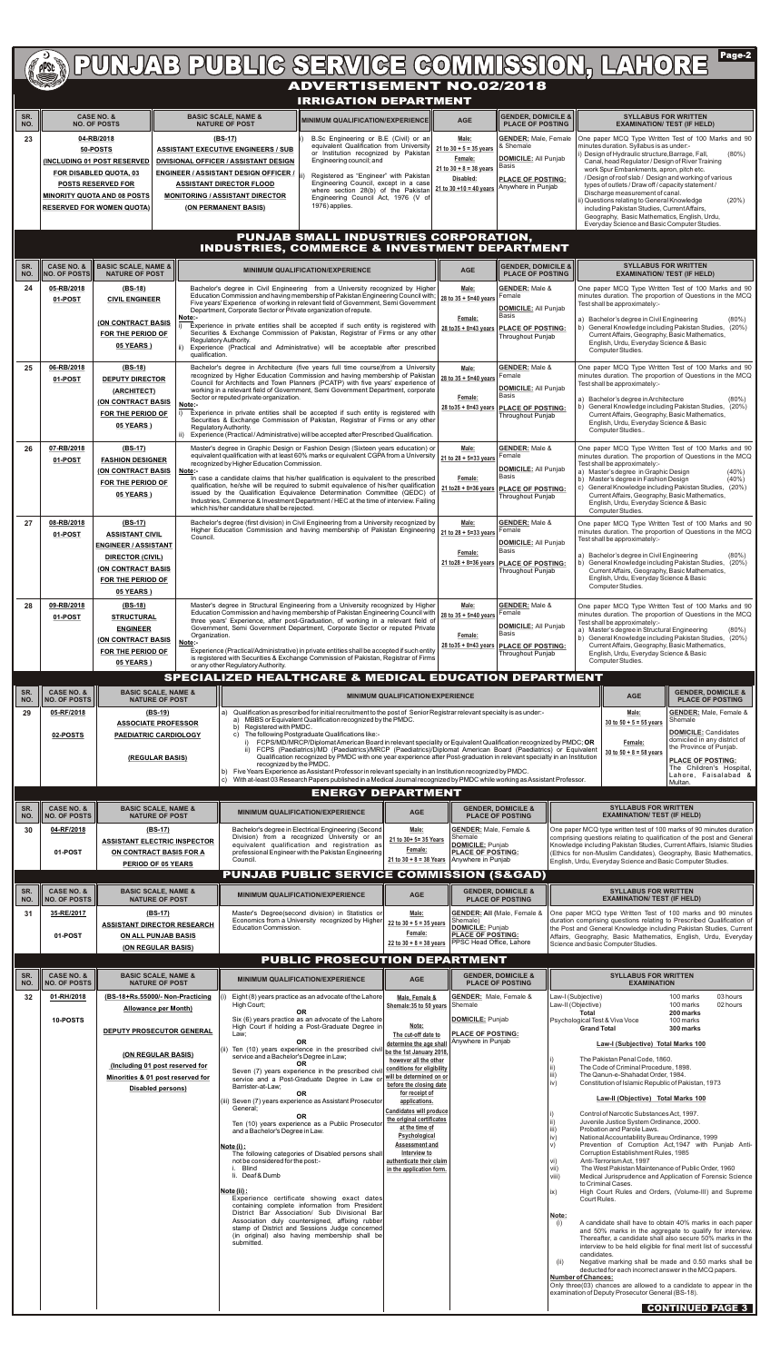# PUNJAB PUBLIC SERVICE COMMISSION, LAHORE

## ADVERTISEMENT NO.02/2018

### IRRIGATION DEPARTMENT

| SR. NO. | CASE NO. & NO. OF POSTS | BASIC SCALE, NAME & NATURE OF POST | MINIMUM QUALIFICATION/EXPERIENCE | AGE | GENDER, DOMICILE & PLACE OF POSTING | SYLLABUS FOR WRITTEN EXAMINATION/ TEST (IF HELD) |
|---|---|---|---|---|---|---|
| 23 | 04-RB/2018<br>50-POSTS<br>(INCLUDING 01 POST RESERVED FOR DISABLED QUOTA, 03 POSTS RESERVED FOR MINORITY QUOTA AND 08 POSTS RESERVED FOR WOMEN QUOTA) | (BS-17)<br>ASSISTANT EXECUTIVE ENGINEERS / SUB DIVISIONAL OFFICER / ASSISTANT DESIGN ENGINEER / ASSISTANT DESIGN OFFICER / ASSISTANT DIRECTOR FLOOD MONITORING / ASSISTANT DIRECTOR<br>(ON PERMANENT BASIS) | i) B.Sc Engineering or B.E (Civil) or an equivalent Qualification from University or Institution recognized by Pakistan Engineering council; and<br>ii) Registered as "Engineer" with Pakistan Engineering Council, except in a case where section 28(b) of the Pakistan Engineering Council Act, 1976 (V of 1976) applies. | Male:<br>21 to 30 + 5 = 35 years<br>Female:<br>21 to 30 + 8 = 38 years<br>Disabled:<br>21 to 30 +10 = 40 years | GENDER: Male, Female & Shemale<br>DOMICILE: All Punjab Basis<br>PLACE OF POSTING: Anywhere in Punjab | One paper MCQ Type Written Test of 100 Marks and 90 minutes duration. Syllabus is as under:-<br>i) Design of Hydraulic structure, Barrage, Fall, Canal, head Regulator / Design of River Training work Spur Embankments, apron, pitch etc. / Design of roof slab / Design and working of various types of outlets / Draw off / capacity statement / Discharge measurement of canal. (80%)<br>ii) Questions relating to General Knowledge including Pakistan Studies, Current Affairs, Geography, Basic Mathematics, English, Urdu, Everyday Science and Basic Computer Studies. (20%) |

### PUNJAB SMALL INDUSTRIES CORPORATION, INDUSTRIES, COMMERCE & INVESTMENT DEPARTMENT

| SR. NO. | CASE NO. & NO. OF POSTS | BASIC SCALE, NAME & NATURE OF POST | MINIMUM QUALIFICATION/EXPERIENCE | AGE | GENDER, DOMICILE & PLACE OF POSTING | SYLLABUS FOR WRITTEN EXAMINATION/ TEST (IF HELD) |
|---|---|---|---|---|---|---|
| 24 | 05-RB/2018<br>01-POST | (BS-18)<br>CIVIL ENGINEER<br>(ON CONTRACT BASIS FOR THE PERIOD OF 05 YEARS ) | Bachelor's degree in Civil Engineering from a University recognized by Higher Education Commission and having membership of Pakistan Engineering Council with; Five years' Experience of working in relevant field of Government, Semi Government Department, Corporate Sector or Private organization of repute.<br>Note:-<br>i) Experience in private entities shall be accepted if such entity is registered with Securities & Exchange Commission of Pakistan, Registrar of Firms or any other Regulatory Authority.<br>ii) Experience (Practical and Administrative) will be acceptable after prescribed qualification. | Male:<br>28 to 35 + 5=40 years<br>Female:<br>28 to35 + 8=43 years | GENDER: Male & Female<br>DOMICILE: All Punjab Basis<br>PLACE OF POSTING: Throughout Punjab | One paper MCQ Type Written Test of 100 Marks and 90 minutes duration. The proportion of Questions in the MCQ Test shall be approximately:-<br>a) Bachelor's degree in Civil Engineering (80%)<br>b) General Knowledge including Pakistan Studies, Current Affairs, Geography, Basic Mathematics, English, Urdu, Everyday Science & Basic Computer Studies. (20%) |
| 25 | 06-RB/2018<br>01-POST | (BS-18)<br>DEPUTY DIRECTOR (ARCHITECT)<br>(ON CONTRACT BASIS FOR THE PERIOD OF 05 YEARS ) | Bachelor's degree in Architecture (five years full time course)from a University recognized by Higher Education Commission and having membership of Pakistan Council for Architects and Town Planners (PCATP) with five years' experience of working in a relevant field of Government, Semi Government Department, corporate Sector or reputed private organization.<br>Note:-<br>i) Experience in private entities shall be accepted if such entity is registered with Securities & Exchange Commission of Pakistan, Registrar of Firms or any other Regulatory Authority.<br>ii) Experience (Practical / Administrative) will be accepted after Prescribed Qualification. | Male:<br>28 to 35 + 5=40 years<br>Female:<br>28 to35 + 8=43 years | GENDER: Male & Female<br>DOMICILE: All Punjab Basis<br>PLACE OF POSTING: Throughout Punjab | One paper MCQ Type Written Test of 100 Marks and 90 minutes duration. The proportion of Questions in the MCQ Test shall be approximately:-<br>a) Bachelor's degree in Architecture (80%)<br>b) General Knowledge including Pakistan Studies, Current Affairs, Geography, Basic Mathematics, English, Urdu, Everyday Science & Basic Computer Studies. (20%) |
| 26 | 07-RB/2018<br>01-POST | (BS-17)<br>FASHION DESIGNER<br>(ON CONTRACT BASIS FOR THE PERIOD OF 05 YEARS ) | Master's degree in Graphic Design or Fashion Design (Sixteen years education) or equivalent qualification with at least 60% marks or equivalent CGPA from a University recognized by Higher Education Commission.<br>Note:-<br>In case a candidate claims that his/her qualification is equivalent to the prescribed qualification, he/she will be required to submit equivalence of his/her qualification issued by the Qualification Equivalence Determination Committee (QEDC) of Industries, Commerce & Investment Department / HEC at the time of interview. Failing which his/her candidature shall be rejected. | Male:<br>21 to 28 + 5=33 years<br>Female:<br>21 to28 + 8=36 years | GENDER: Male & Female<br>DOMICILE: All Punjab Basis<br>PLACE OF POSTING: Throughout Punjab | One paper MCQ Type Written Test of 100 Marks and 90 minutes duration. The proportion of Questions in the MCQ Test shall be approximately:-<br>a) Master's degree in Graphic Design (40%)<br>b) Master's degree in Fashion Design (40%)<br>c) General Knowledge including Pakistan Studies, Current Affairs, Geography, Basic Mathematics, English, Urdu, Everyday Science & Basic Computer Studies. (20%) |
| 27 | 08-RB/2018<br>01-POST | (BS-17)<br>ASSISTANT CIVIL ENGINEER / ASSISTANT DIRECTOR (CIVIL)<br>(ON CONTRACT BASIS FOR THE PERIOD OF 05 YEARS ) | Bachelor's degree (first division) in Civil Engineering from a University recognized by Higher Education Commission and having membership of Pakistan Engineering Council. | Male:<br>21 to 28 + 5=33 years<br>Female:<br>21 to28 + 8=36 years | GENDER: Male & Female<br>DOMICILE: All Punjab Basis<br>PLACE OF POSTING: Throughout Punjab | One paper MCQ Type Written Test of 100 Marks and 90 minutes duration. The proportion of Questions in the MCQ Test shall be approximately:-<br>a) Bachelor's degree in Civil Engineering (80%)<br>b) General Knowledge including Pakistan Studies, Current Affairs, Geography, Basic Mathematics, English, Urdu, Everyday Science & Basic Computer Studies. (20%) |
| 28 | 09-RB/2018<br>01-POST | (BS-18)<br>STRUCTURAL ENGINEER<br>(ON CONTRACT BASIS FOR THE PERIOD OF 05 YEARS ) | Master's degree in Structural Engineering from a University recognized by Higher Education Commission and having membership of Pakistan Engineering Council with three years' Experience, after post-Graduation, of working in a relevant field of Government, Semi Government Department, Corporate Sector or reputed Private Organization.<br>Note:-<br>Experience (Practical/Administrative) in private entities shall be accepted if such entity is registered with Securities & Exchange Commission of Pakistan, Registrar of Firms or any other Regulatory Authority. | Male:<br>28 to 35 + 5=40 years<br>Female:<br>28 to35 + 8=43 years | GENDER: Male & Female<br>DOMICILE: All Punjab Basis<br>PLACE OF POSTING: Throughout Punjab | One paper MCQ Type Written Test of 100 Marks and 90 minutes duration. The proportion of Questions in the MCQ Test shall be approximately:-<br>a) Master's degree in Structural Engineering (80%)<br>b) General Knowledge including Pakistan Studies, Current Affairs, Geography, Basic Mathematics, English, Urdu, Everyday Science & Basic Computer Studies. (20%) |

### SPECIALIZED HEALTHCARE & MEDICAL EDUCATION DEPARTMENT

| SR. NO. | CASE NO. & NO. OF POSTS | BASIC SCALE, NAME & NATURE OF POST | MINIMUM QUALIFICATION/EXPERIENCE | AGE | GENDER, DOMICILE & PLACE OF POSTING |
|---|---|---|---|---|---|
| 29 | 05-RF/2018<br>02-POSTS | (BS-19)<br>ASSOCIATE PROFESSOR PAEDIATRIC CARDIOLOGY<br>(REGULAR BASIS) | a) Qualification as prescribed for initial recruitment to the post of Senior Registrar relevant specialty is as under:-<br>a) MBBS or Equivalent Qualification recognized by the PMDC.<br>b) Registered with PMDC.<br>c) The following Postgraduate Qualifications like:-<br>i) FCPS/MD/MRCP/Diplomat American Board in relevant specialty or Equivalent Qualification recognized by PMDC; OR<br>ii) FCPS (Paediatrics)/MD (Paediatrics)/MRCP (Paediatrics)/Diplomat American Board (Paediatrics) or Equivalent Qualification recognized by PMDC with one year experience after Post-graduation in relevant specialty in an Institution recognized by the PMDC.<br>b) Five Years Experience as Assistant Professor in relevant specialty in an Institution recognized by PMDC.<br>c) With at-least 03 Research Papers published in a Medical Journal recognized by PMDC while working as Assistant Professor. | Male:<br>30 to 50 + 5 = 55 years<br>Female:<br>30 to 50 + 8 = 58 years | GENDER: Male, Female & Shemale<br>DOMICILE: Candidates domiciled in any district of the Province of Punjab.<br>PLACE OF POSTING: The Children's Hospital, Lahore, Faisalabad & Multan. |

### ENERGY DEPARTMENT

| SR. NO. | CASE NO. & NO. OF POSTS | BASIC SCALE, NAME & NATURE OF POST | MINIMUM QUALIFICATION/EXPERIENCE | AGE | GENDER, DOMICILE & PLACE OF POSTING | SYLLABUS FOR WRITTEN EXAMINATION/ TEST (IF HELD) |
|---|---|---|---|---|---|---|
| 30 | 04-RF/2018<br>01-POST | (BS-17)<br>ASSISTANT ELECTRIC INSPECTOR ON CONTRACT BASIS FOR A PERIOD OF 05 YEARS | Bachelor's degree in Electrical Engineering (Second Division) from a recognized University or an equivalent qualification and registration as professional Engineer with the Pakistan Engineering Council. | Male:<br>21 to 30+ 5= 35 Years<br>Female:<br>21 to 30 + 8 = 38 Years | GENDER: Male, Female & Shemale<br>DOMICILE: Punjab<br>PLACE OF POSTING: Anywhere in Punjab | One paper MCQ type written test of 100 marks of 90 minutes duration comprising questions relating to qualification of the post and General Knowledge including Pakistan Studies, Current Affairs, Islamic Studies (Ethics for non-Muslim Candidates), Geography, Basic Mathematics, English, Urdu, Everyday Science and Basic Computer Studies. |

### PUNJAB PUBLIC SERVICE COMMISSION (S&GAD)

| SR. NO. | CASE NO. & NO. OF POSTS | BASIC SCALE, NAME & NATURE OF POST | MINIMUM QUALIFICATION/EXPERIENCE | AGE | GENDER, DOMICILE & PLACE OF POSTING | SYLLABUS FOR WRITTEN EXAMINATION/ TEST (IF HELD) |
|---|---|---|---|---|---|---|
| 31 | 35-RE/2017<br>01-POST | (BS-17)<br>ASSISTANT DIRECTOR RESEARCH ON ALL PUNJAB BASIS<br>(ON REGULAR BASIS) | Master's Degree(second division) in Statistics or Economics from a University recognized by Higher Education Commission. | Male:<br>22 to 30 + 5 = 35 years<br>Female:<br>22 to 30 + 8 = 38 years | GENDER: All (Male, Female & Shemale)<br>DOMICILE: Punjab<br>PLACE OF POSTING: PPSC Head Office, Lahore | One paper MCQ type Written Test of 100 marks and 90 minutes duration comprising questions relating to Prescribed Qualification of the Post and General Knowledge including Pakistan Studies, Current Affairs, Geography, Basic Mathematics, English, Urdu, Everyday Science and basic Computer Studies. |

### PUBLIC PROSECUTION DEPARTMENT

| SR. NO. | CASE NO. & NO. OF POSTS | BASIC SCALE, NAME & NATURE OF POST | MINIMUM QUALIFICATION/EXPERIENCE | AGE | GENDER, DOMICILE & PLACE OF POSTING | SYLLABUS FOR WRITTEN EXAMINATION |
|---|---|---|---|---|---|---|
| 32 | 01-RH/2018<br>10-POSTS | (BS-18+Rs.55000/- Non-Practicing Allowance per Month)<br>DEPUTY PROSECUTOR GENERAL<br>(ON REGULAR BASIS)<br>(Including 01 post reserved for Minorities & 01 post reserved for Disabled persons) | (i) Eight (8) years practice as an advocate of the Lahore High Court;<br>OR<br>Six (6) years practice as an advocate of the Lahore High Court if holding a Post-Graduate Degree in Law;<br>OR<br>(ii) Ten (10) years experience in the prescribed civil service and a Bachelor's Degree in Law;<br>OR<br>Seven (7) years experience in the prescribed civil service and a Post-Graduate Degree in Law or Barrister-at-Law;<br>OR<br>(iii) Seven (7) years experience as Assistant Prosecutor General;<br>OR<br>Ten (10) years experience as a Public Prosecutor and a Bachelor's Degree in Law.<br>Note (i) :<br>The following categories of Disabled persons shall not be considered for the post:-<br>i. Blind<br>ii. Deaf & Dumb<br>Note (ii) :<br>Experience certificate showing exact dates containing complete information from President District Bar Association/ Sub Divisional Bar Association duly countersigned, affixing rubber stamp of District and Sessions Judge concerned (in original) also having membership shall be submitted. | Male, Female & Shemale:35 to 50 years<br>Note:<br>The cut-off date to determine the age shall be the 1st January 2018, however all the other conditions for eligibility will be determined on or before the closing date for receipt of applications.<br>Candidates will produce the original certificates at the time of Psychological Assessment and Interview to authenticate their claim in the application form. | GENDER: Male, Female & Shemale<br>DOMICILE: Punjab<br>PLACE OF POSTING: Anywhere in Punjab | Law-I (Subjective) 100 marks 03 hours<br>Law-II (Objective) 100 marks 02 hours<br>Psychological Test & Viva Voce 100 marks<br>Total Grand Total 300 marks<br><br>**Law-I (Subjective) Total Marks 100**<br>i) The Pakistan Penal Code, 1860.<br>ii) The Code of Criminal Procedure, 1898.<br>iii) The Qanun-e-Shahadat Order, 1984.<br>iv) Constitution of Islamic Republic of Pakistan, 1973<br><br>**Law-II (Objective) Total Marks 100**<br>i) Control of Narcotic Substances Act, 1997.<br>ii) Juvenile Justice System Ordinance, 2000.<br>iii) Probation and Parole Laws.<br>iv) National Accountability Bureau Ordinance, 1999<br>v) Prevention of Corruption Act,1947 with Punjab Anti-Corruption Establishment Rules, 1985<br>vi) Anti-Terrorism Act, 1997<br>vii) The West Pakistan Maintenance of Public Order, 1960<br>viii) Medical Jurisprudence and Application of Forensic Science to Criminal Cases.<br>ix) High Court Rules and Orders, (Volume-III) and Supreme Court Rules.<br><br>**Note:**<br>(i) A candidate shall have to obtain 40% marks in each paper and 50% marks in the aggregate to qualify for interview. Thereafter, a candidate shall also secure 50% marks in the interview to be held eligible for final merit list of successful candidates.<br>(ii) Negative marking shall be made and 0.50 marks shall be deducted for each incorrect answer in the MCQ papers.<br>**Number of Chances:**<br>Only three(03) chances are allowed to a candidate to appear in the examination of Deputy Prosecutor General (BS-18). |

**CONTINUED PAGE 3**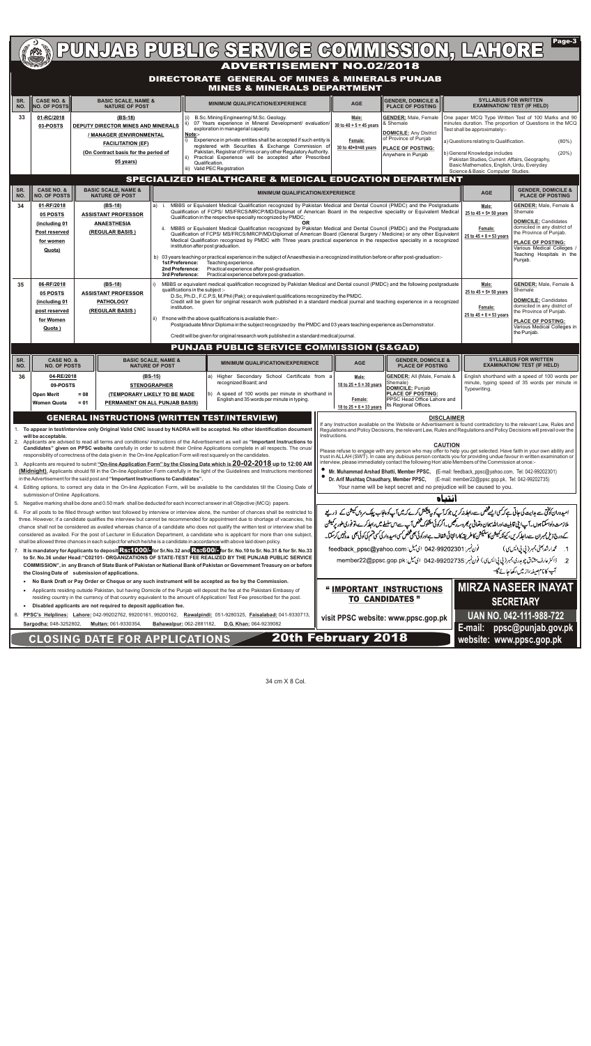# PUNJAB PUBLIC SERVICE COMMISSION, LAHORE

## ADVERTISEMENT NO.02/2018

### DIRECTORATE GENERAL OF MINES & MINERALS PUNJAB MINES & MINERALS DEPARTMENT

| SR. NO. | CASE NO. & NO. OF POSTS | BASIC SCALE, NAME & NATURE OF POST | MINIMUM QUALIFICATION/EXPERIENCE | AGE | GENDER, DOMICILE & PLACE OF POSTING | SYLLABUS FOR WRITTEN EXAMINATION/ TEST (IF HELD) |
|---|---|---|---|---|---|---|
| 33 | 01-RC/2018<br>03-POSTS | (BS-18)<br>DEPUTY DIRECTOR MINES AND MINERALS / MANAGER (ENVIRONMENTAL FACILITATION (EF)<br>(On Contract basis for the period of 05 years) | (i) B.Sc. Mining Engineering/ M.Sc. Geology.<br>ii) 07 Years experience in Mineral Development/ evaluation/ exploration in managerial capacity.<br>Note:-<br>i) Experience in private entities shall be accepted if such entity is registered with Securities & Exchange Commission of Pakistan, Registrar of Firms or any other Regulatory Authority.<br>ii) Practical Experience will be accepted after Prescribed Qualification.<br>iii) Valid PEC Registration | Male:<br>30 to 40 + 5 = 45 years<br>Female:<br>30 to 40+8=48 years | GENDER: Male, Female & Shemale<br>DOMICILE: Any District of Province of Punjab<br>PLACE OF POSTING: Anywhere in Punjab | One paper MCQ Type Written Test of 100 Marks and 90 minutes duration. The proportion of Questions in the MCQ Test shall be approximately:-<br>a) Questions relating to Qualification. (80%)<br>b) General Knowledge includes Pakistan Studies, Current Affairs, Geography, Basic Mathematics, English, Urdu, Everyday Science & Basic Computer Studies. (20%) |

### SPECIALIZED HEALTHCARE & MEDICAL EDUCATION DEPARTMENT

| SR. NO. | CASE NO. & NO. OF POSTS | BASIC SCALE, NAME & NATURE OF POST | MINIMUM QUALIFICATION/EXPERIENCE | AGE | GENDER, DOMICILE & PLACE OF POSTING |
|---|---|---|---|---|---|
| 34 | 01-RF/2018<br>05 POSTS<br>(including 01 Post reserved for women Quota) | (BS-18)<br>ASSISTANT PROFESSOR ANAESTHESIA<br>(REGULAR BASIS) | a) i. MBBS or Equivalent Medical Qualification recognized by Pakistan Medical and Dental Council (PMDC) and the Postgraduate Qualification of FCPS/ MS/FRCS/MRCP/MD/Diplomat of American Board in the respective speciality or Equivalent Medical Qualification in the respective speciality recognized by PMDC;<br>OR<br>ii. MBBS or Equivalent Medical Qualification recognized by Pakistan Medical and Dental Council (PMDC) and the Postgraduate Qualification of FCPS/ MS/FRCS/MRCP/MD/Diplomat of American Board (General Surgery / Medicine) or any other Equivalent Medical Qualification recognized by PMDC with Three years practical experience in the respective speciality in a recognized institution after post graduation.<br>b) 03 years teaching or practical experience in the subject of Anaesthesia in a recognized institution before or after post-graduation:-<br>1st Preference: Teaching experience.<br>2nd Preference: Practical experience after post-graduation.<br>3rd Preference: Practical experience before post-graduation. | Male:<br>25 to 45 + 5= 50 years<br>Female:<br>25 to 45 + 8 = 53 years | GENDER: Male, Female & Shemale<br>DOMICILE: Candidates domiciled in any district of the Province of Punjab.<br>PLACE OF POSTING: Various Medical Colleges / Teaching Hospitals in the Punjab. |
| 35 | 06-RF/2018<br>05 POSTS<br>(including 01 post reserved for Women Quota) | (BS-18)<br>ASSISTANT PROFESSOR PATHOLOGY<br>(REGULAR BASIS) | i) MBBS or equivalent medical qualification recognized by Pakistan Medical and Dental council (PMDC) and the following postgraduate qualifications in the subject:-<br>D.Sc, Ph.D., F.C.P.S, M.Phil (Pak); or equivalent qualifications recognized by the PMDC.<br>Credit will be given for original research work published in a standard medical journal and teaching experience in a recognized institution.<br>ii) If none with the above qualifications is available then:-<br>Postgraduate Minor Diploma in the subject recognized by the PMDC and 03 years teaching experience as Demonstrator.<br>Credit will be given for original research work published in a standard medical journal. | Male:<br>25 to 45 + 5= 50 years<br>Female:<br>25 to 45 + 8 = 53 years | GENDER: Male, Female & Shemale<br>DOMICILE: Candidates domiciled in any district of the Province of Punjab.<br>PLACE OF POSTING: Various Medical Colleges in the Punjab. |

### PUNJAB PUBLIC SERVICE COMMISSION (S&GAD)

| SR. NO. | CASE NO. & NO. OF POSTS | BASIC SCALE, NAME & NATURE OF POST | MINIMUM QUALIFICATION/EXPERIENCE | AGE | GENDER, DOMICILE & PLACE OF POSTING | SYLLABUS FOR WRITTEN EXAMINATION/ TEST (IF HELD) |
|---|---|---|---|---|---|---|
| 36 | 04-RE/2018<br>09-POSTS<br>Open Merit = 08<br>Women Quota = 01 | (BS-15)<br>STENOGRAPHER<br>(TEMPORARY LIKELY TO BE MADE PERMANENT ON ALL PUNJAB BASIS) | a) Higher Secondary School Certificate from a recognized Board; and<br>b) A speed of 100 words per minute in shorthand in English and 35 words per minute in typing. | Male:<br>18 to 25 + 5 = 30 years<br>Female:<br>18 to 25 + 8 = 33 years | GENDER: All (Male, Female & Shemale)<br>DOMICILE: Punjab<br>PLACE OF POSTING: PPSC Head Office Lahore and its Regional Offices. | English shorthand with a speed of 100 words per minute, typing speed of 35 words per minute in Typewriting. |

### GENERAL INSTRUCTIONS (WRITTEN TEST/INTERVIEW)

1. **To appear in test/interview only Original Valid CNIC issued by NADRA will be accepted. No other Identification document will be acceptable.**
2. Applicants are advised to read all terms and conditions/ instructions of the Advertisement as well as **"Important Instructions to Candidates" given on PPSC website** carefully in order to submit their Online Applications complete in all respects. The onus/ responsibility of correctness of the data given in the On-line Application Form will rest squarely on the candidates.
3. Applicants are required to submit **"On-line Application Form" by the Closing Date which is 20-02-2018 up to 12:00 AM (Midnight).** Applicants should fill in the On-line Application Form carefully in the light of the Guidelines and Instructions mentioned in the Advertisement for the said post and **"Important Instructions to Candidates".**
4. Editing options, to correct any data in the On-line Application Form, will be available to the candidates till the Closing Date of submission of Online Applications.
5. Negative marking shall be done and 0.50 mark shall be deducted for each incorrect answer in all Objective (MCQ) papers.
6. For all posts to be filled through written test followed by interview or interview alone, the number of chances shall be restricted to three. However, if a candidate qualifies the interview but cannot be recommended for appointment due to shortage of vacancies, his chance shall not be considered as availed whereas chance of a candidate who does not qualify the written test or interview shall be considered as availed. For the post of Lecturer in Education Department, a candidate who is applicant for more than one subject, shall be allowed three chances in each subject for which he/she is a candidate in accordance with above laid down policy.
7. **It is mandatory for Applicants to deposit Rs:1000/- for Sr.No.32 and Rs:600/- for Sr. No.10 to Sr. No.31 & for Sr. No.33 to Sr. No.36 under Head:"C02101- ORGANIZATIONS OF STATE-TEST FEE REALIZED BY THE PUNJAB PUBLIC SERVICE COMMISSION", in any Branch of State Bank of Pakistan or National Bank of Pakistan or Government Treasury on or before the Closing Date of submission of applications.**
   - **No Bank Draft or Pay Order or Cheque or any such instrument will be accepted as fee by the Commission.**
   - Applicants residing outside Pakistan, but having Domicile of the Punjab will deposit the fee at the Pakistani Embassy of residing country in the currency of that country equivalent to the amount of Application/ Test Fee prescribed for the post.
   - **Disabled applicants are not required to deposit application fee.**
8. **PPSC's Helplines: Lahore:** 042-99202762, 99200161, 99200162, **Rawalpindi:** 051-9280325, **Faisalabad:** 041-9330713, **Sargodha:** 048-3252802, **Multan:** 061-9330354, **Bahawalpur:** 062-2881182, **D.G. Khan:** 064-9239082

### DISCLAIMER

If any Instruction available on the Website or Advertisement is found contradictory to the relevant Law, Rules and Regulations and Policy Decisions, the relevant Law, Rules and Regulations and Policy Decisions will prevail over the Instructions.

### CAUTION

Please refuse to engage with any person who may offer to help you get selected. Have faith in your own ability and trust in ALLAH (SWT). In case any dubious person contacts you for providing undue favour in written examination or interview, please immediately contact the following Hon'able Members of the Commission at once:-

- **Mr. Muhammad Arshad Bhatti, Member PPSC,** (E-mail: feedback_ppsc@yahoo.com, Tel: 042-99202301)
- **Dr. Arif Mushtaq Chaudhary, Member PPSC,** (E-mail: member22@ppsc.gop.pk, Tel: 042-99202735)

Your name will be kept secret and no prejudice will be caused to you.

### انتباہ

امیدواران کو تنبیہ کی جاتی ہے کہ کسی ایسے شخص سے رابطہ نہ کریں جو کہ آپ کو یہ پیشکش کرے کہ وہ آپ کو پنجاب پبلک سروس کمیشن کے ذریعے ملازمت دلوا سکتا ہوں۔ آپ اپنی قابلیت اور اللہ تعالیٰ پر بھروسہ رکھیں۔ اگر کوئی مشکوک شخص آپ سے اس سلسلے میں رابطہ کرے تو فوری طور پر کمیشن کے درج ذیل ممبران سے رابطہ کریں، کیونکہ کمیشن کا سلیکشن کا طریقہ کار انتہائی شفاف ہے اور کوئی بھی شخص کسی امیدوار کی کسی قسم کی کوئی بھی مدد نہیں کر سکتا۔

1. محمد ارشد بھٹی ممبر (پی پی ایس سی) فون نمبر 042-99202301 ای میل: feedback_ppsc@yahoo.com
2. ڈاکٹر عارف مشتاق چوہدری ممبر (پی پی ایس سی) فون نمبر 042-99202735 ای میل: member22@ppsc.gop.pk

آپ کا نام صیغہ راز میں رکھا جائے گا۔

**"IMPORTANT INSTRUCTIONS TO CANDIDATES"**

**visit PPSC website: www.ppsc.gop.pk**

**MIRZA NASEER INAYAT**
**SECRETARY**

**UAN NO. 042-111-988-722**
**E-mail: ppsc@punjab.gov.pk**
**website: www.ppsc.gop.pk**

## CLOSING DATE FOR APPLICATIONS 20th February 2018

34 cm X 8 Col.